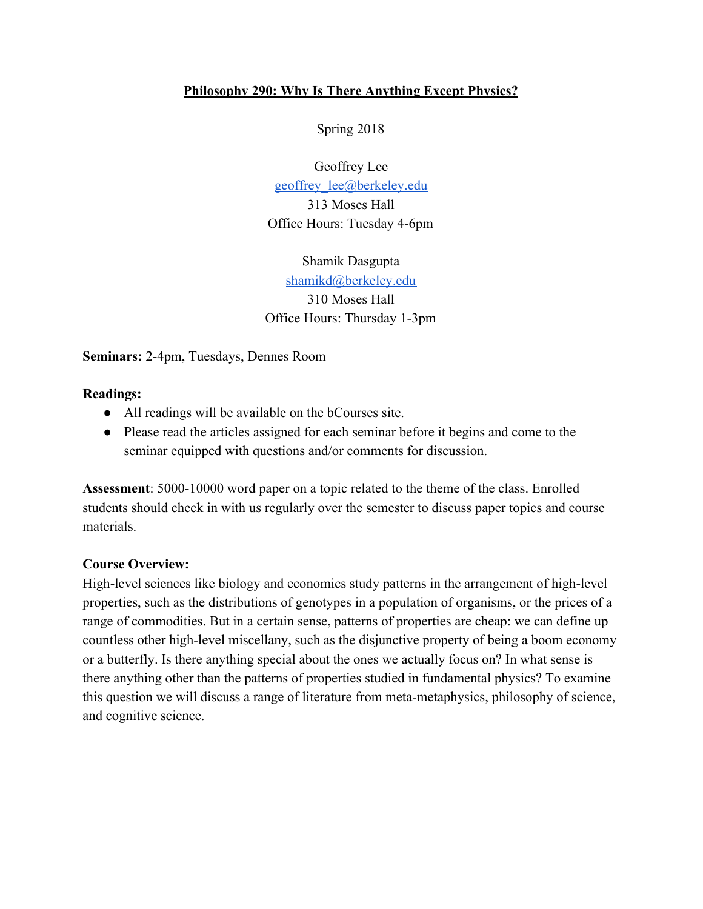# Philosophy 290: Why Is There Anything Except Physics?

Spring 2018

Geoffrey Lee
geoffrey_lee@berkeley.edu
313 Moses Hall
Office Hours: Tuesday 4-6pm

Shamik Dasgupta
shamikd@berkeley.edu
310 Moses Hall
Office Hours: Thursday 1-3pm

**Seminars:** 2-4pm, Tuesdays, Dennes Room

**Readings:**

- All readings will be available on the bCourses site.
- Please read the articles assigned for each seminar before it begins and come to the seminar equipped with questions and/or comments for discussion.

**Assessment**: 5000-10000 word paper on a topic related to the theme of the class. Enrolled students should check in with us regularly over the semester to discuss paper topics and course materials.

**Course Overview:**

High-level sciences like biology and economics study patterns in the arrangement of high-level properties, such as the distributions of genotypes in a population of organisms, or the prices of a range of commodities. But in a certain sense, patterns of properties are cheap: we can define up countless other high-level miscellany, such as the disjunctive property of being a boom economy or a butterfly. Is there anything special about the ones we actually focus on? In what sense is there anything other than the patterns of properties studied in fundamental physics? To examine this question we will discuss a range of literature from meta-metaphysics, philosophy of science, and cognitive science.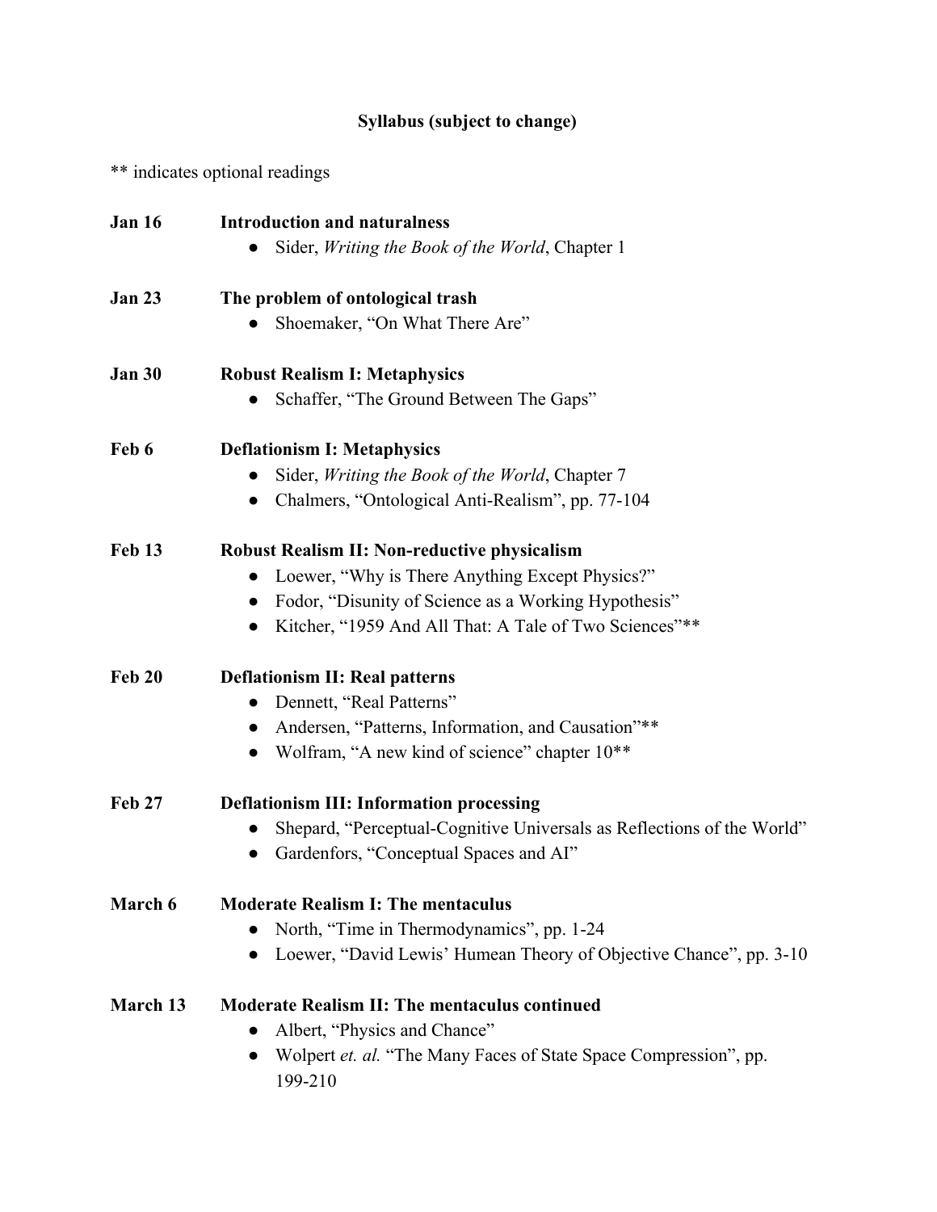## Syllabus (subject to change)

** indicates optional readings

**Jan 16** **Introduction and naturalness**

- Sider, *Writing the Book of the World*, Chapter 1

**Jan 23** **The problem of ontological trash**

- Shoemaker, "On What There Are"

**Jan 30** **Robust Realism I: Metaphysics**

- Schaffer, "The Ground Between The Gaps"

**Feb 6** **Deflationism I: Metaphysics**

- Sider, *Writing the Book of the World*, Chapter 7
- Chalmers, "Ontological Anti-Realism", pp. 77-104

**Feb 13** **Robust Realism II: Non-reductive physicalism**

- Loewer, "Why is There Anything Except Physics?"
- Fodor, "Disunity of Science as a Working Hypothesis"
- Kitcher, "1959 And All That: A Tale of Two Sciences"**

**Feb 20** **Deflationism II: Real patterns**

- Dennett, "Real Patterns"
- Andersen, "Patterns, Information, and Causation"**
- Wolfram, "A new kind of science" chapter 10**

**Feb 27** **Deflationism III: Information processing**

- Shepard, "Perceptual-Cognitive Universals as Reflections of the World"
- Gardenfors, "Conceptual Spaces and AI"

**March 6** **Moderate Realism I: The mentaculus**

- North, "Time in Thermodynamics", pp. 1-24
- Loewer, "David Lewis' Humean Theory of Objective Chance", pp. 3-10

**March 13** **Moderate Realism II: The mentaculus continued**

- Albert, "Physics and Chance"
- Wolpert *et. al.* "The Many Faces of State Space Compression", pp. 199-210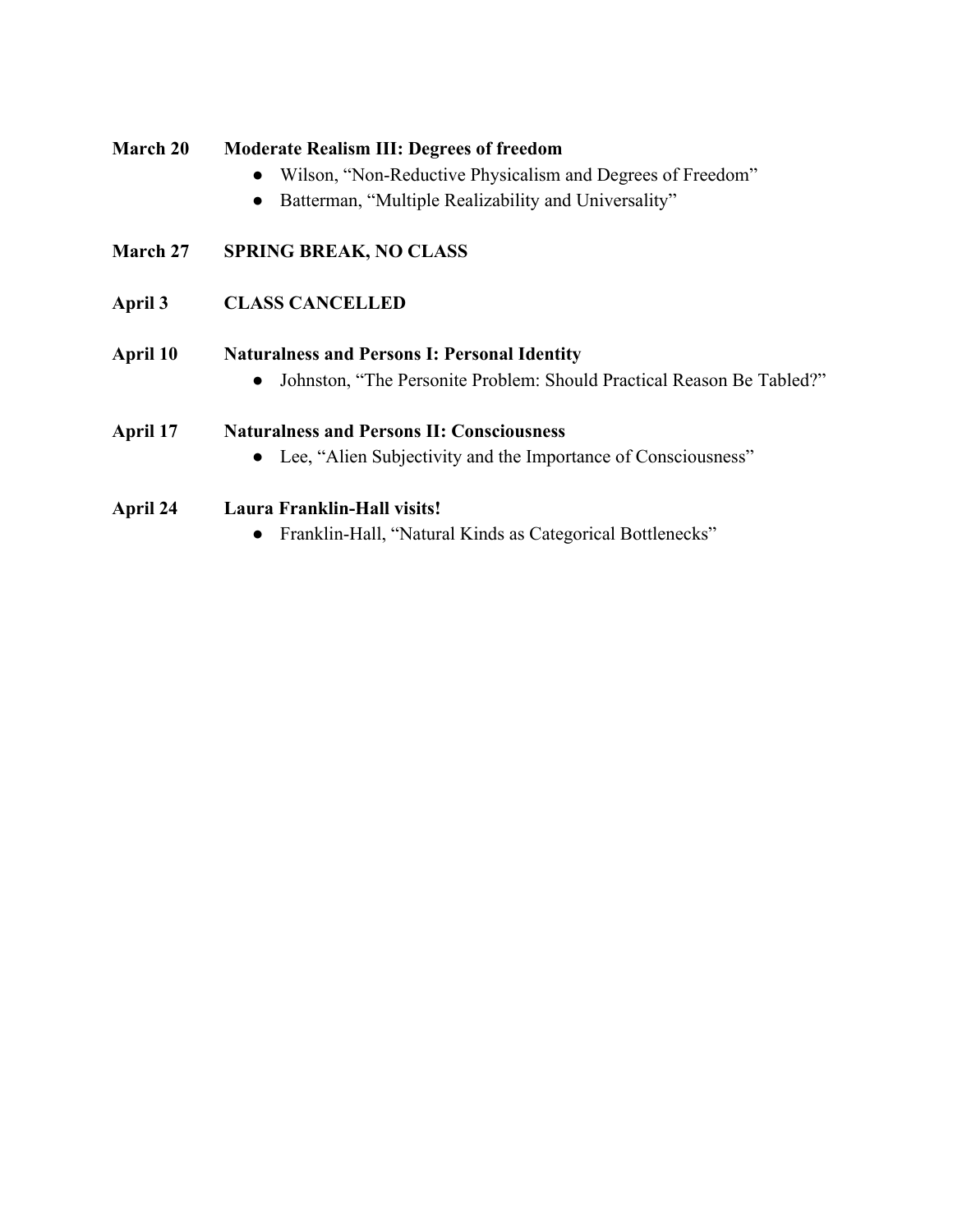**March 20** **Moderate Realism III: Degrees of freedom**

- Wilson, "Non-Reductive Physicalism and Degrees of Freedom"
- Batterman, "Multiple Realizability and Universality"

**March 27** **SPRING BREAK, NO CLASS**

**April 3** **CLASS CANCELLED**

**April 10** **Naturalness and Persons I: Personal Identity**

- Johnston, "The Personite Problem: Should Practical Reason Be Tabled?"

**April 17** **Naturalness and Persons II: Consciousness**

- Lee, "Alien Subjectivity and the Importance of Consciousness"

**April 24** **Laura Franklin-Hall visits!**

- Franklin-Hall, "Natural Kinds as Categorical Bottlenecks"